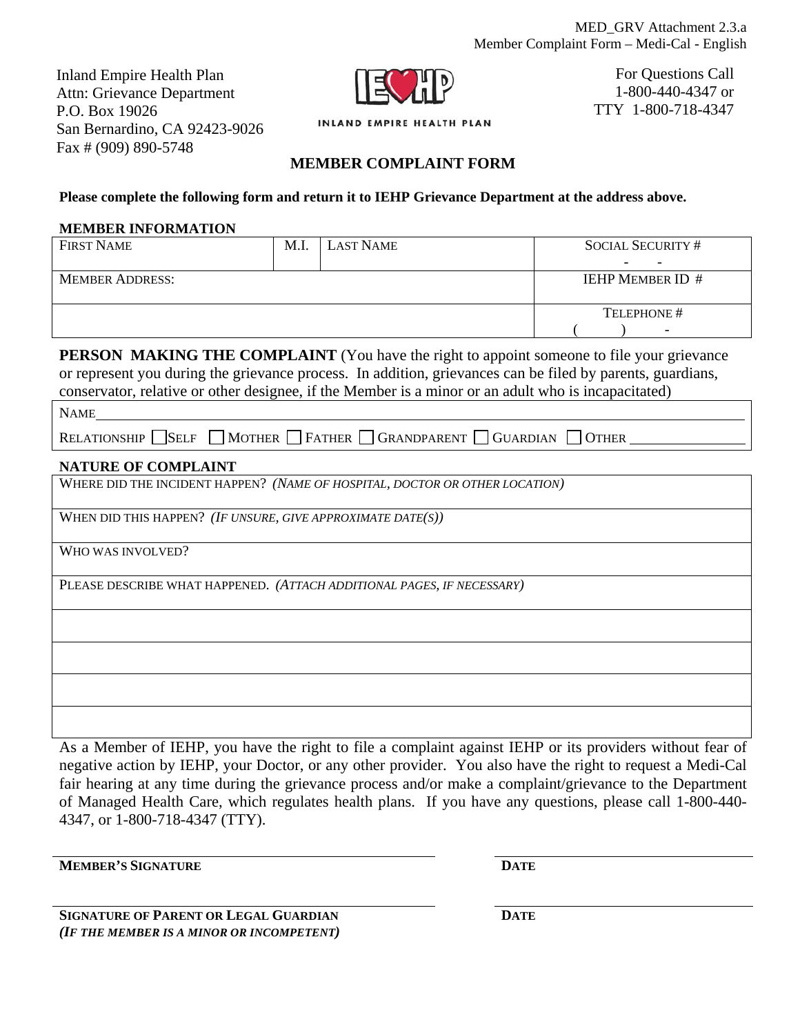MED_GRV Attachment 2.3.a
Member Complaint Form – Medi-Cal - English

Inland Empire Health Plan
Attn: Grievance Department
P.O. Box 19026
San Bernardino, CA 92423-9026
Fax # (909) 890-5748

INLAND EMPIRE HEALTH PLAN

For Questions Call
1-800-440-4347 or
TTY 1-800-718-4347

## MEMBER COMPLAINT FORM

**Please complete the following form and return it to IEHP Grievance Department at the address above.**

**MEMBER INFORMATION**

| | | | |
|---|---|---|---|
| FIRST NAME | M.I. | LAST NAME | SOCIAL SECURITY # <br> - - |
| MEMBER ADDRESS: | | | IEHP MEMBER ID # |
| | | | TELEPHONE # <br> ( ) - |

**PERSON MAKING THE COMPLAINT** (You have the right to appoint someone to file your grievance or represent you during the grievance process. In addition, grievances can be filed by parents, guardians, conservator, relative or other designee, if the Member is a minor or an adult who is incapacitated)

NAME\_\_\_\_\_\_\_\_\_\_\_\_\_\_\_\_\_\_\_\_\_\_\_\_\_\_\_\_\_\_\_\_\_\_\_\_\_\_\_\_\_\_\_\_\_\_\_\_\_\_\_\_\_\_\_\_\_\_\_\_

RELATIONSHIP ☐ SELF ☐ MOTHER ☐ FATHER ☐ GRANDPARENT ☐ GUARDIAN ☐ OTHER \_\_\_\_\_\_\_\_\_\_\_\_\_\_\_\_

**NATURE OF COMPLAINT**

WHERE DID THE INCIDENT HAPPEN? *(NAME OF HOSPITAL, DOCTOR OR OTHER LOCATION)*

WHEN DID THIS HAPPEN? *(IF UNSURE, GIVE APPROXIMATE DATE(S))*

WHO WAS INVOLVED?

PLEASE DESCRIBE WHAT HAPPENED. *(ATTACH ADDITIONAL PAGES, IF NECESSARY)*

As a Member of IEHP, you have the right to file a complaint against IEHP or its providers without fear of negative action by IEHP, your Doctor, or any other provider. You also have the right to request a Medi-Cal fair hearing at any time during the grievance process and/or make a complaint/grievance to the Department of Managed Health Care, which regulates health plans. If you have any questions, please call 1-800-440-4347, or 1-800-718-4347 (TTY).

\_\_\_\_\_\_\_\_\_\_\_\_\_\_\_\_\_\_\_\_\_\_\_\_\_\_\_\_\_\_\_\_\_\_\_\_\_\_ \_\_\_\_\_\_\_\_\_\_\_\_\_\_\_\_\_\_\_\_\_\_\_\_
**MEMBER'S SIGNATURE** **DATE**

\_\_\_\_\_\_\_\_\_\_\_\_\_\_\_\_\_\_\_\_\_\_\_\_\_\_\_\_\_\_\_\_\_\_\_\_\_\_ \_\_\_\_\_\_\_\_\_\_\_\_\_\_\_\_\_\_\_\_\_\_\_\_
**SIGNATURE OF PARENT OR LEGAL GUARDIAN** **DATE**
***(IF THE MEMBER IS A MINOR OR INCOMPETENT)***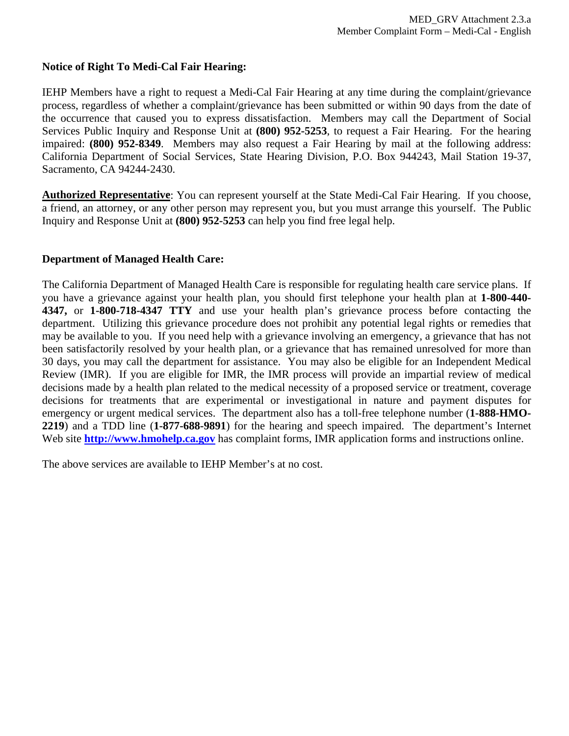**Notice of Right To Medi-Cal Fair Hearing:**

IEHP Members have a right to request a Medi-Cal Fair Hearing at any time during the complaint/grievance process, regardless of whether a complaint/grievance has been submitted or within 90 days from the date of the occurrence that caused you to express dissatisfaction. Members may call the Department of Social Services Public Inquiry and Response Unit at **(800) 952-5253**, to request a Fair Hearing. For the hearing impaired: **(800) 952-8349**. Members may also request a Fair Hearing by mail at the following address: California Department of Social Services, State Hearing Division, P.O. Box 944243, Mail Station 19-37, Sacramento, CA 94244-2430.

**Authorized Representative**: You can represent yourself at the State Medi-Cal Fair Hearing. If you choose, a friend, an attorney, or any other person may represent you, but you must arrange this yourself. The Public Inquiry and Response Unit at **(800) 952-5253** can help you find free legal help.

**Department of Managed Health Care:**

The California Department of Managed Health Care is responsible for regulating health care service plans. If you have a grievance against your health plan, you should first telephone your health plan at **1-800-440-4347,** or **1-800-718-4347 TTY** and use your health plan's grievance process before contacting the department. Utilizing this grievance procedure does not prohibit any potential legal rights or remedies that may be available to you. If you need help with a grievance involving an emergency, a grievance that has not been satisfactorily resolved by your health plan, or a grievance that has remained unresolved for more than 30 days, you may call the department for assistance. You may also be eligible for an Independent Medical Review (IMR). If you are eligible for IMR, the IMR process will provide an impartial review of medical decisions made by a health plan related to the medical necessity of a proposed service or treatment, coverage decisions for treatments that are experimental or investigational in nature and payment disputes for emergency or urgent medical services. The department also has a toll-free telephone number (**1-888-HMO-2219**) and a TDD line (**1-877-688-9891**) for the hearing and speech impaired. The department's Internet Web site **http://www.hmohelp.ca.gov** has complaint forms, IMR application forms and instructions online.

The above services are available to IEHP Member's at no cost.